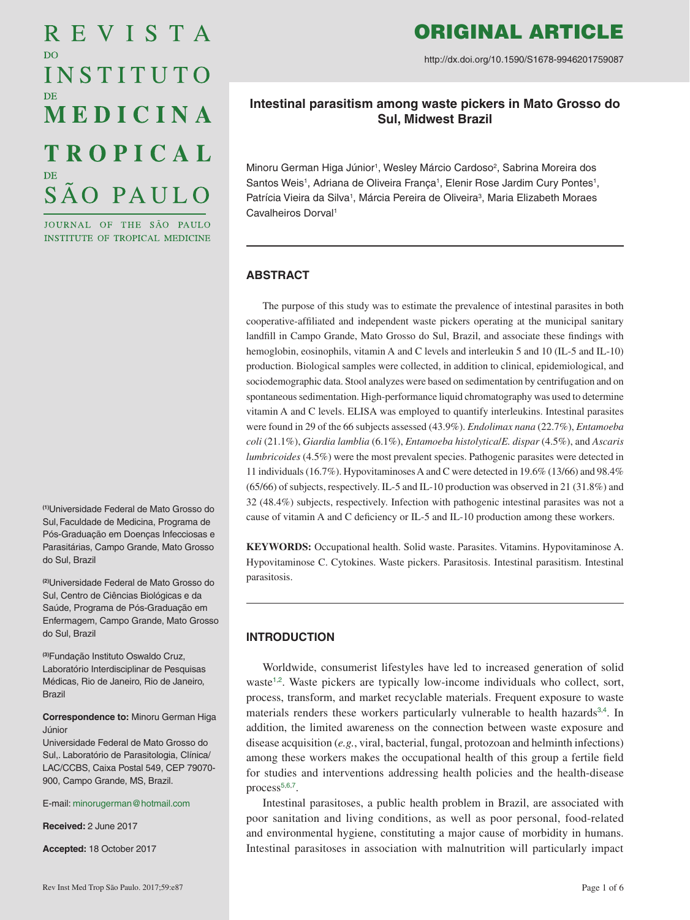# REVISTA DO INSTITUTO DE MEDICINA TROPICAL DE SÃO PAULO

JOURNAL OF THE SÃO PAULO INSTITUTE OF TROPICAL MEDICINE

**ORIGINAL ARTICLE**

http://dx.doi.org/10.1590/S1678-9946201759087

## Intestinal parasitism among waste pickers in Mato Grosso do Sul, Midwest Brazil

Minoru German Higa Júnior[1], Wesley Márcio Cardoso[2], Sabrina Moreira dos Santos Weis[1], Adriana de Oliveira França[1], Elenir Rose Jardim Cury Pontes[1], Patrícia Vieira da Silva[1], Márcia Pereira de Oliveira[3], Maria Elizabeth Moraes Cavalheiros Dorval[1]

[(1)]Universidade Federal de Mato Grosso do Sul, Faculdade de Medicina, Programa de Pós-Graduação em Doenças Infecciosas e Parasitárias, Campo Grande, Mato Grosso do Sul, Brazil

[(2)]Universidade Federal de Mato Grosso do Sul, Centro de Ciências Biológicas e da Saúde, Programa de Pós-Graduação em Enfermagem, Campo Grande, Mato Grosso do Sul, Brazil

[(3)]Fundação Instituto Oswaldo Cruz, Laboratório Interdisciplinar de Pesquisas Médicas, Rio de Janeiro, Rio de Janeiro, Brazil

**Correspondence to:** Minoru German Higa Júnior

Universidade Federal de Mato Grosso do Sul,. Laboratório de Parasitologia, Clínica/ LAC/CCBS, Caixa Postal 549, CEP 79070-900, Campo Grande, MS, Brazil.

E-mail: minorugerman@hotmail.com

**Received:** 2 June 2017

**Accepted:** 18 October 2017

### ABSTRACT

The purpose of this study was to estimate the prevalence of intestinal parasites in both cooperative-affiliated and independent waste pickers operating at the municipal sanitary landfill in Campo Grande, Mato Grosso do Sul, Brazil, and associate these findings with hemoglobin, eosinophils, vitamin A and C levels and interleukin 5 and 10 (IL-5 and IL-10) production. Biological samples were collected, in addition to clinical, epidemiological, and sociodemographic data. Stool analyzes were based on sedimentation by centrifugation and on spontaneous sedimentation. High-performance liquid chromatography was used to determine vitamin A and C levels. ELISA was employed to quantify interleukins. Intestinal parasites were found in 29 of the 66 subjects assessed (43.9%). *Endolimax nana* (22.7%), *Entamoeba coli* (21.1%), *Giardia lamblia* (6.1%), *Entamoeba histolytica*/*E. dispar* (4.5%), and *Ascaris lumbricoides* (4.5%) were the most prevalent species. Pathogenic parasites were detected in 11 individuals (16.7%). Hypovitaminoses A and C were detected in 19.6% (13/66) and 98.4% (65/66) of subjects, respectively. IL-5 and IL-10 production was observed in 21 (31.8%) and 32 (48.4%) subjects, respectively. Infection with pathogenic intestinal parasites was not a cause of vitamin A and C deficiency or IL-5 and IL-10 production among these workers.

**KEYWORDS:** Occupational health. Solid waste. Parasites. Vitamins. Hypovitaminose A. Hypovitaminose C. Cytokines. Waste pickers. Parasitosis. Intestinal parasitism. Intestinal parasitosis.

### INTRODUCTION

Worldwide, consumerist lifestyles have led to increased generation of solid waste[1,2]. Waste pickers are typically low-income individuals who collect, sort, process, transform, and market recyclable materials. Frequent exposure to waste materials renders these workers particularly vulnerable to health hazards[3,4]. In addition, the limited awareness on the connection between waste exposure and disease acquisition (*e.g.*, viral, bacterial, fungal, protozoan and helminth infections) among these workers makes the occupational health of this group a fertile field for studies and interventions addressing health policies and the health-disease process[5,6,7].

Intestinal parasitoses, a public health problem in Brazil, are associated with poor sanitation and living conditions, as well as poor personal, food-related and environmental hygiene, constituting a major cause of morbidity in humans. Intestinal parasitoses in association with malnutrition will particularly impact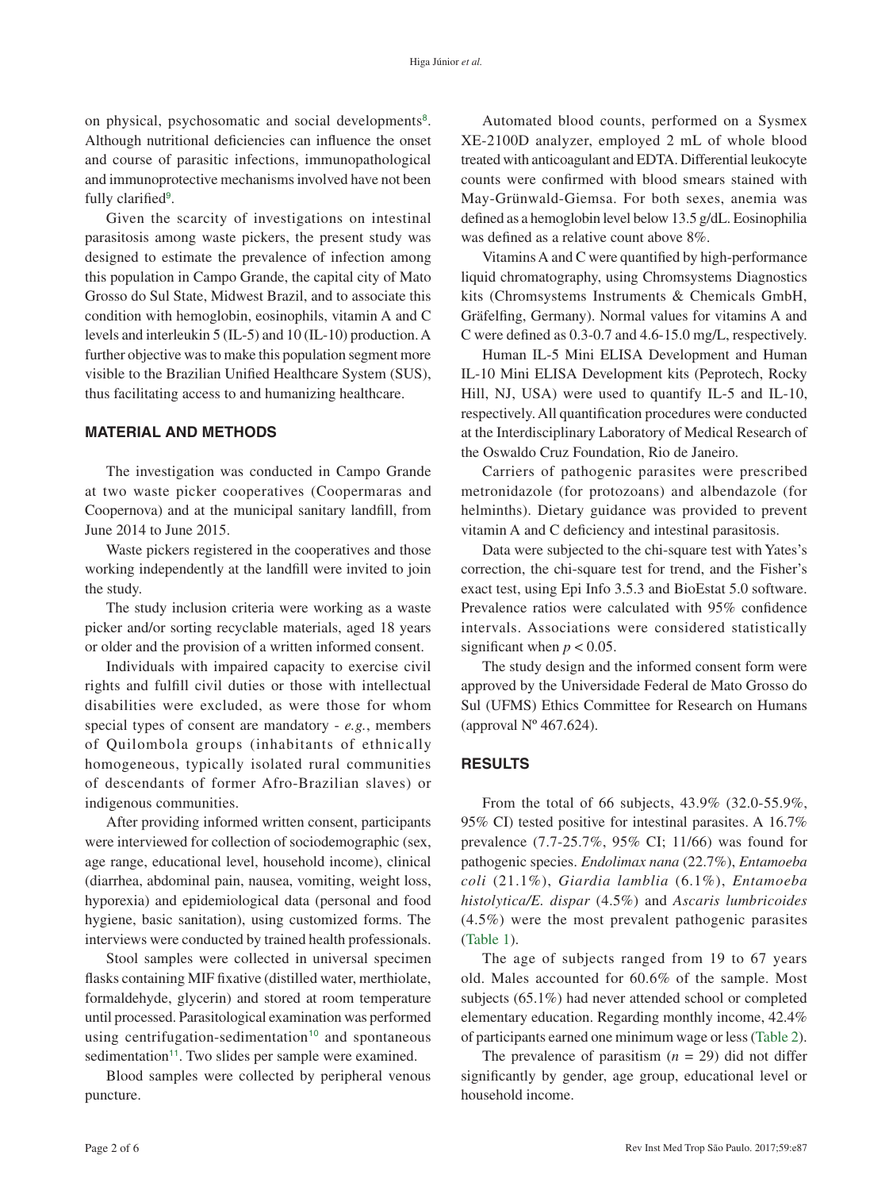on physical, psychosomatic and social developments[8]. Although nutritional deficiencies can influence the onset and course of parasitic infections, immunopathological and immunoprotective mechanisms involved have not been fully clarified[9].

Given the scarcity of investigations on intestinal parasitosis among waste pickers, the present study was designed to estimate the prevalence of infection among this population in Campo Grande, the capital city of Mato Grosso do Sul State, Midwest Brazil, and to associate this condition with hemoglobin, eosinophils, vitamin A and C levels and interleukin 5 (IL-5) and 10 (IL-10) production. A further objective was to make this population segment more visible to the Brazilian Unified Healthcare System (SUS), thus facilitating access to and humanizing healthcare.

## MATERIAL AND METHODS

The investigation was conducted in Campo Grande at two waste picker cooperatives (Coopermaras and Coopernova) and at the municipal sanitary landfill, from June 2014 to June 2015.

Waste pickers registered in the cooperatives and those working independently at the landfill were invited to join the study.

The study inclusion criteria were working as a waste picker and/or sorting recyclable materials, aged 18 years or older and the provision of a written informed consent.

Individuals with impaired capacity to exercise civil rights and fulfill civil duties or those with intellectual disabilities were excluded, as were those for whom special types of consent are mandatory - *e.g.*, members of Quilombola groups (inhabitants of ethnically homogeneous, typically isolated rural communities of descendants of former Afro-Brazilian slaves) or indigenous communities.

After providing informed written consent, participants were interviewed for collection of sociodemographic (sex, age range, educational level, household income), clinical (diarrhea, abdominal pain, nausea, vomiting, weight loss, hyporexia) and epidemiological data (personal and food hygiene, basic sanitation), using customized forms. The interviews were conducted by trained health professionals.

Stool samples were collected in universal specimen flasks containing MIF fixative (distilled water, merthiolate, formaldehyde, glycerin) and stored at room temperature until processed. Parasitological examination was performed using centrifugation-sedimentation[10] and spontaneous sedimentation[11]. Two slides per sample were examined.

Blood samples were collected by peripheral venous puncture.

Automated blood counts, performed on a Sysmex XE-2100D analyzer, employed 2 mL of whole blood treated with anticoagulant and EDTA. Differential leukocyte counts were confirmed with blood smears stained with May-Grünwald-Giemsa. For both sexes, anemia was defined as a hemoglobin level below 13.5 g/dL. Eosinophilia was defined as a relative count above 8%.

Vitamins A and C were quantified by high-performance liquid chromatography, using Chromsystems Diagnostics kits (Chromsystems Instruments & Chemicals GmbH, Gräfelfing, Germany). Normal values for vitamins A and C were defined as 0.3-0.7 and 4.6-15.0 mg/L, respectively.

Human IL-5 Mini ELISA Development and Human IL-10 Mini ELISA Development kits (Peprotech, Rocky Hill, NJ, USA) were used to quantify IL-5 and IL-10, respectively. All quantification procedures were conducted at the Interdisciplinary Laboratory of Medical Research of the Oswaldo Cruz Foundation, Rio de Janeiro.

Carriers of pathogenic parasites were prescribed metronidazole (for protozoans) and albendazole (for helminths). Dietary guidance was provided to prevent vitamin A and C deficiency and intestinal parasitosis.

Data were subjected to the chi-square test with Yates's correction, the chi-square test for trend, and the Fisher's exact test, using Epi Info 3.5.3 and BioEstat 5.0 software. Prevalence ratios were calculated with 95% confidence intervals. Associations were considered statistically significant when $p < 0.05$.

The study design and the informed consent form were approved by the Universidade Federal de Mato Grosso do Sul (UFMS) Ethics Committee for Research on Humans (approval Nº 467.624).

## RESULTS

From the total of 66 subjects, 43.9% (32.0-55.9%, 95% CI) tested positive for intestinal parasites. A 16.7% prevalence (7.7-25.7%, 95% CI; 11/66) was found for pathogenic species. *Endolimax nana* (22.7%), *Entamoeba coli* (21.1%), *Giardia lamblia* (6.1%), *Entamoeba histolytica/E. dispar* (4.5%) and *Ascaris lumbricoides* (4.5%) were the most prevalent pathogenic parasites (Table 1).

The age of subjects ranged from 19 to 67 years old. Males accounted for 60.6% of the sample. Most subjects (65.1%) had never attended school or completed elementary education. Regarding monthly income, 42.4% of participants earned one minimum wage or less (Table 2).

The prevalence of parasitism ($n = 29$) did not differ significantly by gender, age group, educational level or household income.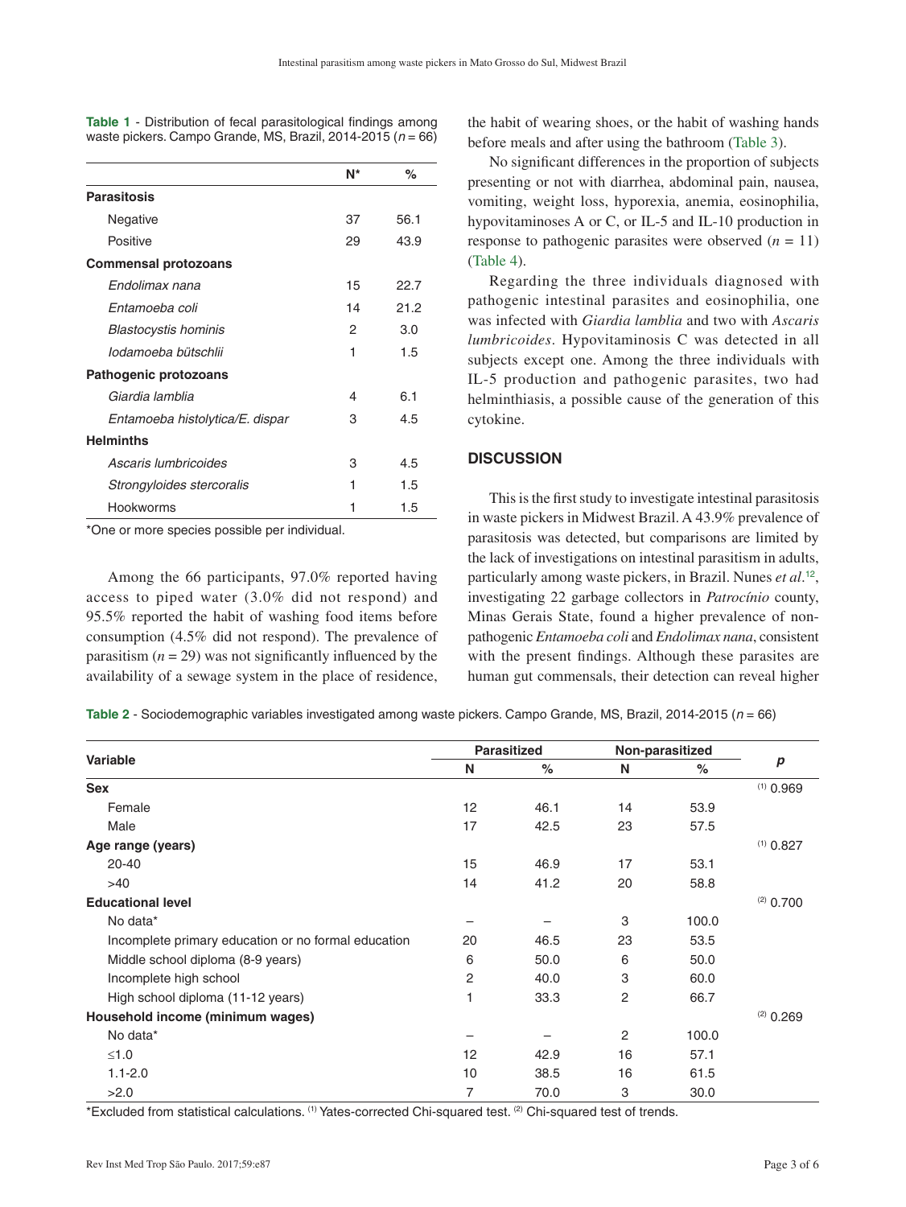**Table 1** - Distribution of fecal parasitological findings among waste pickers. Campo Grande, MS, Brazil, 2014-2015 ($n = 66$)

| | N* | % |
|---|---|---|
| **Parasitosis** | | |
| Negative | 37 | 56.1 |
| Positive | 29 | 43.9 |
| **Commensal protozoans** | | |
| *Endolimax nana* | 15 | 22.7 |
| *Entamoeba coli* | 14 | 21.2 |
| *Blastocystis hominis* | 2 | 3.0 |
| *Iodamoeba bütschlii* | 1 | 1.5 |
| **Pathogenic protozoans** | | |
| *Giardia lamblia* | 4 | 6.1 |
| *Entamoeba histolytica/E. dispar* | 3 | 4.5 |
| **Helminths** | | |
| *Ascaris lumbricoides* | 3 | 4.5 |
| *Strongyloides stercoralis* | 1 | 1.5 |
| Hookworms | 1 | 1.5 |

*One or more species possible per individual.

Among the 66 participants, 97.0% reported having access to piped water (3.0% did not respond) and 95.5% reported the habit of washing food items before consumption (4.5% did not respond). The prevalence of parasitism ($n = 29$) was not significantly influenced by the availability of a sewage system in the place of residence, the habit of wearing shoes, or the habit of washing hands before meals and after using the bathroom (Table 3).

No significant differences in the proportion of subjects presenting or not with diarrhea, abdominal pain, nausea, vomiting, weight loss, hyporexia, anemia, eosinophilia, hypovitaminoses A or C, or IL-5 and IL-10 production in response to pathogenic parasites were observed ($n = 11$) (Table 4).

Regarding the three individuals diagnosed with pathogenic intestinal parasites and eosinophilia, one was infected with *Giardia lamblia* and two with *Ascaris lumbricoides*. Hypovitaminosis C was detected in all subjects except one. Among the three individuals with IL-5 production and pathogenic parasites, two had helminthiasis, a possible cause of the generation of this cytokine.

## DISCUSSION

This is the first study to investigate intestinal parasitosis in waste pickers in Midwest Brazil. A 43.9% prevalence of parasitosis was detected, but comparisons are limited by the lack of investigations on intestinal parasitism in adults, particularly among waste pickers, in Brazil. Nunes *et al.*[12], investigating 22 garbage collectors in *Patrocínio* county, Minas Gerais State, found a higher prevalence of non-pathogenic *Entamoeba coli* and *Endolimax nana*, consistent with the present findings. Although these parasites are human gut commensals, their detection can reveal higher

**Table 2** - Sociodemographic variables investigated among waste pickers. Campo Grande, MS, Brazil, 2014-2015 ($n = 66$)

| Variable | Parasitized | | Non-parasitized | | *p* |
|---|---|---|---|---|---|
| | N | % | N | % | |
| **Sex** | | | | | (1) 0.969 |
| Female | 12 | 46.1 | 14 | 53.9 | |
| Male | 17 | 42.5 | 23 | 57.5 | |
| **Age range (years)** | | | | | (1) 0.827 |
| 20-40 | 15 | 46.9 | 17 | 53.1 | |
| >40 | 14 | 41.2 | 20 | 58.8 | |
| **Educational level** | | | | | (2) 0.700 |
| No data* | – | – | 3 | 100.0 | |
| Incomplete primary education or no formal education | 20 | 46.5 | 23 | 53.5 | |
| Middle school diploma (8-9 years) | 6 | 50.0 | 6 | 50.0 | |
| Incomplete high school | 2 | 40.0 | 3 | 60.0 | |
| High school diploma (11-12 years) | 1 | 33.3 | 2 | 66.7 | |
| **Household income (minimum wages)** | | | | | (2) 0.269 |
| No data* | – | – | 2 | 100.0 | |
| ≤1.0 | 12 | 42.9 | 16 | 57.1 | |
| 1.1-2.0 | 10 | 38.5 | 16 | 61.5 | |
| >2.0 | 7 | 70.0 | 3 | 30.0 | |

*Excluded from statistical calculations. (1) Yates-corrected Chi-squared test. (2) Chi-squared test of trends.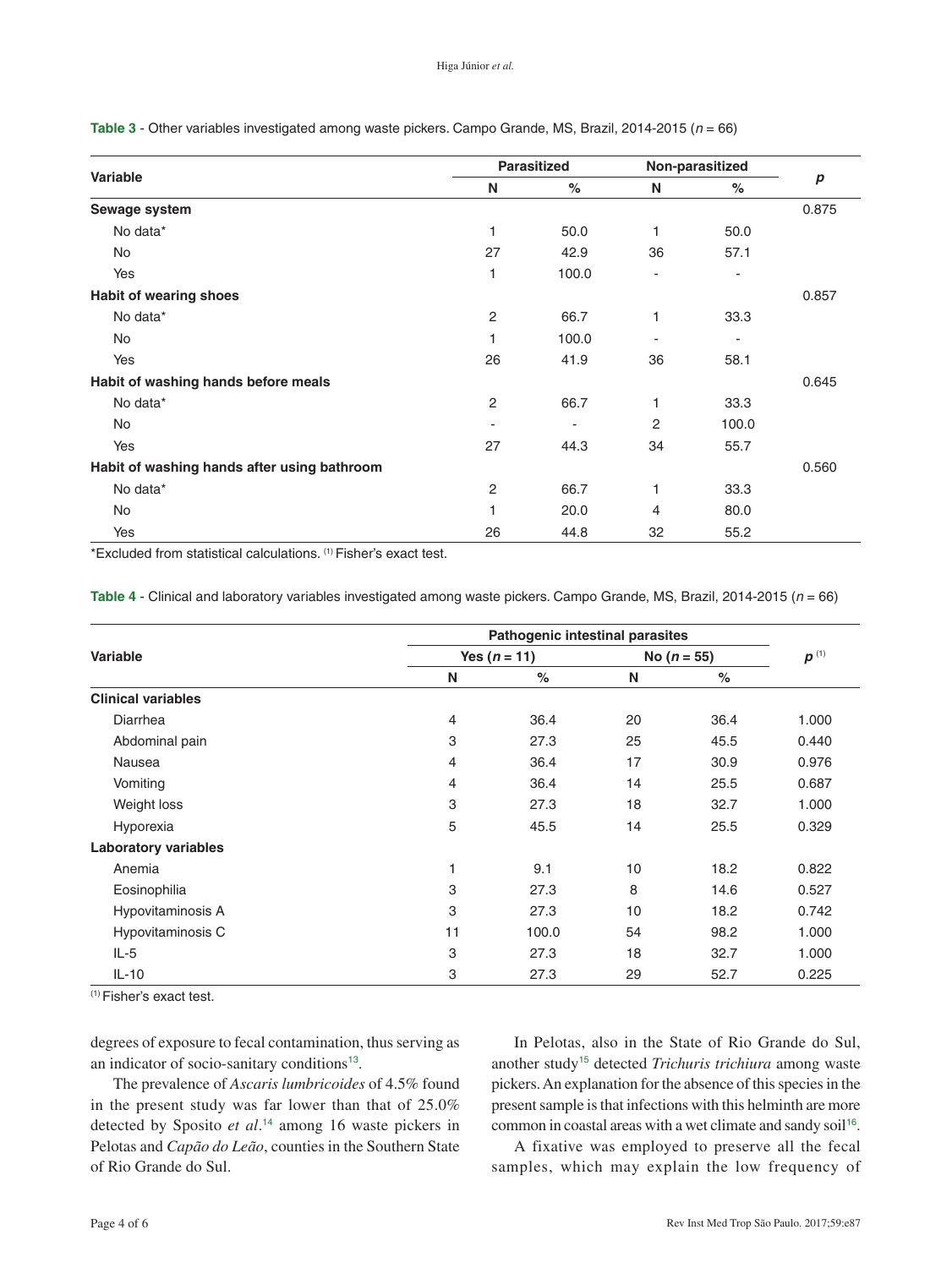**Table 3** - Other variables investigated among waste pickers. Campo Grande, MS, Brazil, 2014-2015 ($n$ = 66)

| Variable | Parasitized | | Non-parasitized | | $p$ |
|---|---|---|---|---|---|
| | N | % | N | % | |
| **Sewage system** | | | | | 0.875 |
| No data* | 1 | 50.0 | 1 | 50.0 | |
| No | 27 | 42.9 | 36 | 57.1 | |
| Yes | 1 | 100.0 | - | - | |
| **Habit of wearing shoes** | | | | | 0.857 |
| No data* | 2 | 66.7 | 1 | 33.3 | |
| No | 1 | 100.0 | - | - | |
| Yes | 26 | 41.9 | 36 | 58.1 | |
| **Habit of washing hands before meals** | | | | | 0.645 |
| No data* | 2 | 66.7 | 1 | 33.3 | |
| No | - | - | 2 | 100.0 | |
| Yes | 27 | 44.3 | 34 | 55.7 | |
| **Habit of washing hands after using bathroom** | | | | | 0.560 |
| No data* | 2 | 66.7 | 1 | 33.3 | |
| No | 1 | 20.0 | 4 | 80.0 | |
| Yes | 26 | 44.8 | 32 | 55.2 | |

*Excluded from statistical calculations. (1) Fisher's exact test.

**Table 4** - Clinical and laboratory variables investigated among waste pickers. Campo Grande, MS, Brazil, 2014-2015 ($n$ = 66)

| Variable | Pathogenic intestinal parasites | | | | $p$ (1) |
|---|---|---|---|---|---|
| | Yes ($n$ = 11) | | No ($n$ = 55) | | |
| | N | % | N | % | |
| **Clinical variables** | | | | | |
| Diarrhea | 4 | 36.4 | 20 | 36.4 | 1.000 |
| Abdominal pain | 3 | 27.3 | 25 | 45.5 | 0.440 |
| Nausea | 4 | 36.4 | 17 | 30.9 | 0.976 |
| Vomiting | 4 | 36.4 | 14 | 25.5 | 0.687 |
| Weight loss | 3 | 27.3 | 18 | 32.7 | 1.000 |
| Hyporexia | 5 | 45.5 | 14 | 25.5 | 0.329 |
| **Laboratory variables** | | | | | |
| Anemia | 1 | 9.1 | 10 | 18.2 | 0.822 |
| Eosinophilia | 3 | 27.3 | 8 | 14.6 | 0.527 |
| Hypovitaminosis A | 3 | 27.3 | 10 | 18.2 | 0.742 |
| Hypovitaminosis C | 11 | 100.0 | 54 | 98.2 | 1.000 |
| IL-5 | 3 | 27.3 | 18 | 32.7 | 1.000 |
| IL-10 | 3 | 27.3 | 29 | 52.7 | 0.225 |

(1) Fisher's exact test.

degrees of exposure to fecal contamination, thus serving as an indicator of socio-sanitary conditions[13].

The prevalence of *Ascaris lumbricoides* of 4.5% found in the present study was far lower than that of 25.0% detected by Sposito *et al*.[14] among 16 waste pickers in Pelotas and *Capão do Leão*, counties in the Southern State of Rio Grande do Sul.

In Pelotas, also in the State of Rio Grande do Sul, another study[15] detected *Trichuris trichiura* among waste pickers. An explanation for the absence of this species in the present sample is that infections with this helminth are more common in coastal areas with a wet climate and sandy soil[16].

A fixative was employed to preserve all the fecal samples, which may explain the low frequency of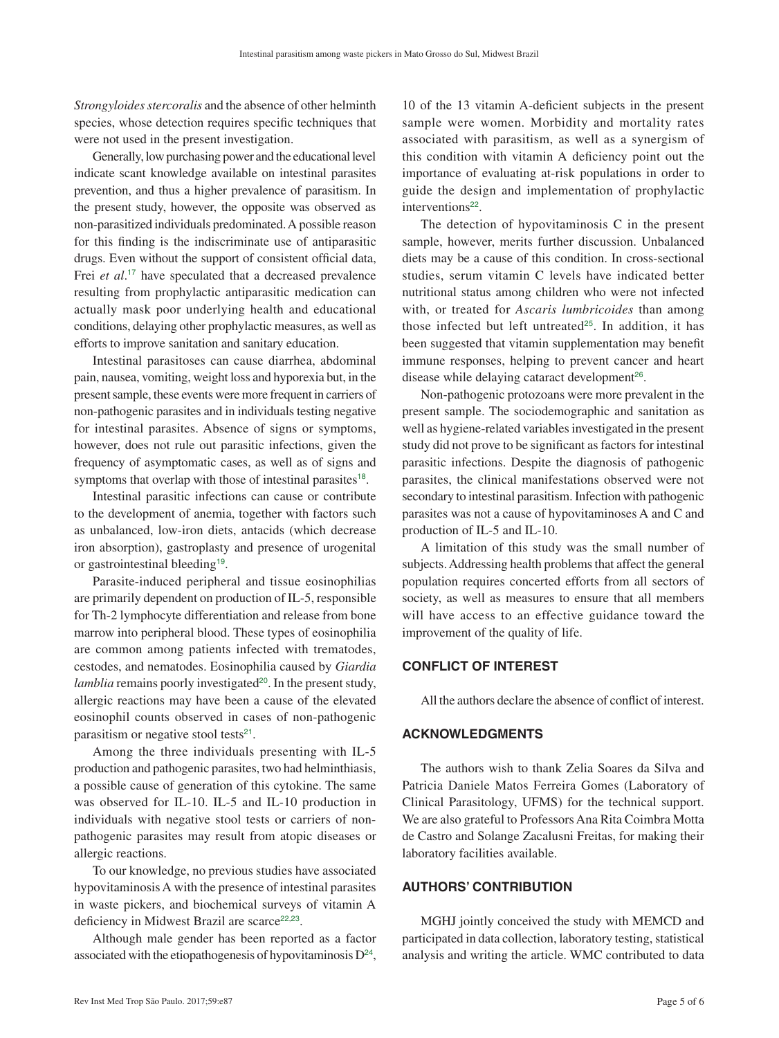*Strongyloides stercoralis* and the absence of other helminth species, whose detection requires specific techniques that were not used in the present investigation.

Generally, low purchasing power and the educational level indicate scant knowledge available on intestinal parasites prevention, and thus a higher prevalence of parasitism. In the present study, however, the opposite was observed as non-parasitized individuals predominated. A possible reason for this finding is the indiscriminate use of antiparasitic drugs. Even without the support of consistent official data, Frei *et al*.[17] have speculated that a decreased prevalence resulting from prophylactic antiparasitic medication can actually mask poor underlying health and educational conditions, delaying other prophylactic measures, as well as efforts to improve sanitation and sanitary education.

Intestinal parasitoses can cause diarrhea, abdominal pain, nausea, vomiting, weight loss and hyporexia but, in the present sample, these events were more frequent in carriers of non-pathogenic parasites and in individuals testing negative for intestinal parasites. Absence of signs or symptoms, however, does not rule out parasitic infections, given the frequency of asymptomatic cases, as well as of signs and symptoms that overlap with those of intestinal parasites[18].

Intestinal parasitic infections can cause or contribute to the development of anemia, together with factors such as unbalanced, low-iron diets, antacids (which decrease iron absorption), gastroplasty and presence of urogenital or gastrointestinal bleeding[19].

Parasite-induced peripheral and tissue eosinophilias are primarily dependent on production of IL-5, responsible for Th-2 lymphocyte differentiation and release from bone marrow into peripheral blood. These types of eosinophilia are common among patients infected with trematodes, cestodes, and nematodes. Eosinophilia caused by *Giardia lamblia* remains poorly investigated[20]. In the present study, allergic reactions may have been a cause of the elevated eosinophil counts observed in cases of non-pathogenic parasitism or negative stool tests[21].

Among the three individuals presenting with IL-5 production and pathogenic parasites, two had helminthiasis, a possible cause of generation of this cytokine. The same was observed for IL-10. IL-5 and IL-10 production in individuals with negative stool tests or carriers of non-pathogenic parasites may result from atopic diseases or allergic reactions.

To our knowledge, no previous studies have associated hypovitaminosis A with the presence of intestinal parasites in waste pickers, and biochemical surveys of vitamin A deficiency in Midwest Brazil are scarce[22,23].

Although male gender has been reported as a factor associated with the etiopathogenesis of hypovitaminosis D[24], 10 of the 13 vitamin A-deficient subjects in the present sample were women. Morbidity and mortality rates associated with parasitism, as well as a synergism of this condition with vitamin A deficiency point out the importance of evaluating at-risk populations in order to guide the design and implementation of prophylactic interventions[22].

The detection of hypovitaminosis C in the present sample, however, merits further discussion. Unbalanced diets may be a cause of this condition. In cross-sectional studies, serum vitamin C levels have indicated better nutritional status among children who were not infected with, or treated for *Ascaris lumbricoides* than among those infected but left untreated[25]. In addition, it has been suggested that vitamin supplementation may benefit immune responses, helping to prevent cancer and heart disease while delaying cataract development[26].

Non-pathogenic protozoans were more prevalent in the present sample. The sociodemographic and sanitation as well as hygiene-related variables investigated in the present study did not prove to be significant as factors for intestinal parasitic infections. Despite the diagnosis of pathogenic parasites, the clinical manifestations observed were not secondary to intestinal parasitism. Infection with pathogenic parasites was not a cause of hypovitaminoses A and C and production of IL-5 and IL-10.

A limitation of this study was the small number of subjects. Addressing health problems that affect the general population requires concerted efforts from all sectors of society, as well as measures to ensure that all members will have access to an effective guidance toward the improvement of the quality of life.

## CONFLICT OF INTEREST

All the authors declare the absence of conflict of interest.

## ACKNOWLEDGMENTS

The authors wish to thank Zelia Soares da Silva and Patricia Daniele Matos Ferreira Gomes (Laboratory of Clinical Parasitology, UFMS) for the technical support. We are also grateful to Professors Ana Rita Coimbra Motta de Castro and Solange Zacalusni Freitas, for making their laboratory facilities available.

## AUTHORS' CONTRIBUTION

MGHJ jointly conceived the study with MEMCD and participated in data collection, laboratory testing, statistical analysis and writing the article. WMC contributed to data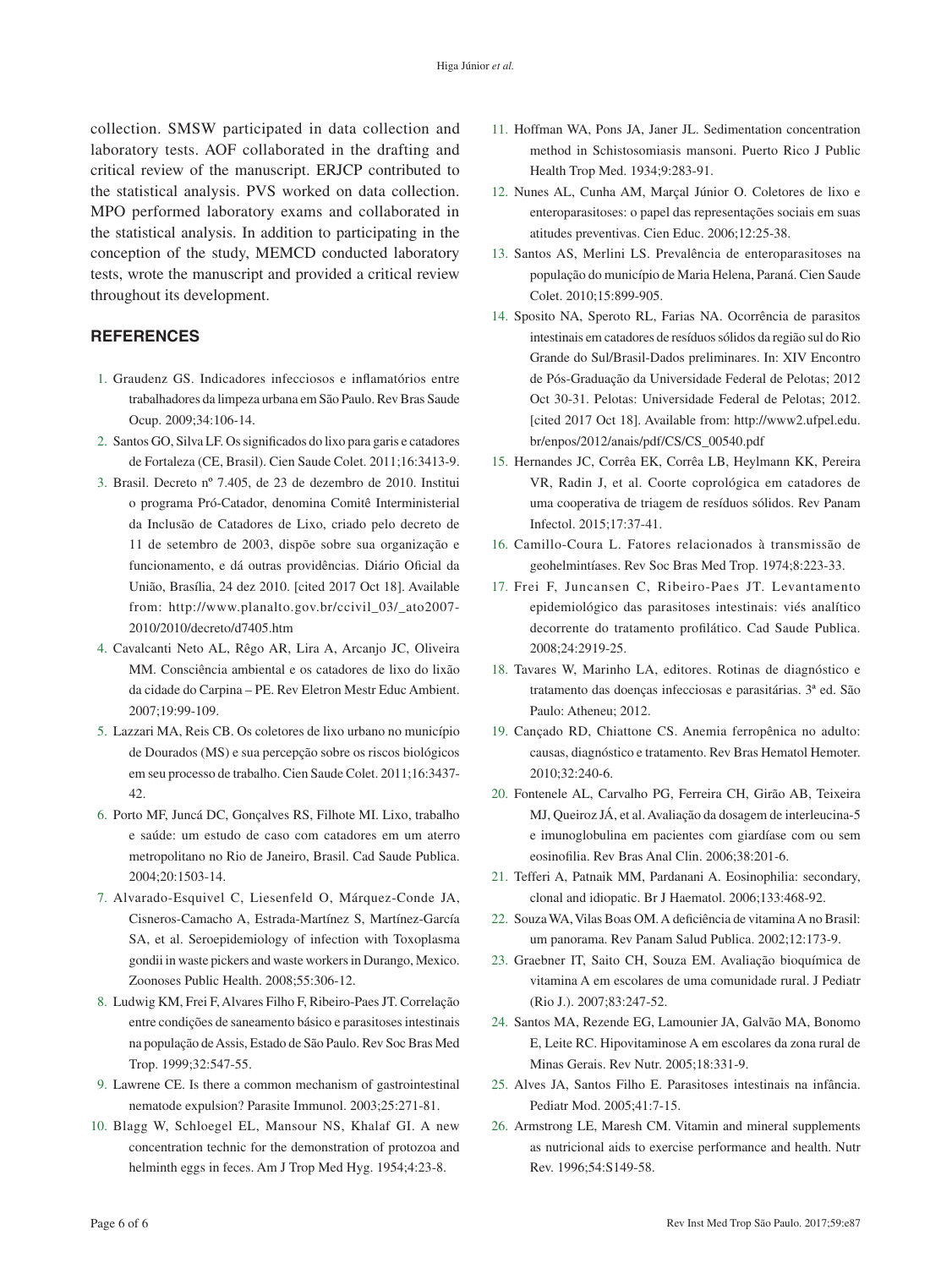collection. SMSW participated in data collection and laboratory tests. AOF collaborated in the drafting and critical review of the manuscript. ERJCP contributed to the statistical analysis. PVS worked on data collection. MPO performed laboratory exams and collaborated in the statistical analysis. In addition to participating in the conception of the study, MEMCD conducted laboratory tests, wrote the manuscript and provided a critical review throughout its development.

## REFERENCES

1. Graudenz GS. Indicadores infecciosos e inflamatórios entre trabalhadores da limpeza urbana em São Paulo. Rev Bras Saude Ocup. 2009;34:106-14.
2. Santos GO, Silva LF. Os significados do lixo para garis e catadores de Fortaleza (CE, Brasil). Cien Saude Colet. 2011;16:3413-9.
3. Brasil. Decreto nº 7.405, de 23 de dezembro de 2010. Institui o programa Pró-Catador, denomina Comitê Interministerial da Inclusão de Catadores de Lixo, criado pelo decreto de 11 de setembro de 2003, dispõe sobre sua organização e funcionamento, e dá outras providências. Diário Oficial da União, Brasília, 24 dez 2010. [cited 2017 Oct 18]. Available from: http://www.planalto.gov.br/ccivil_03/_ato2007-2010/2010/decreto/d7405.htm
4. Cavalcanti Neto AL, Rêgo AR, Lira A, Arcanjo JC, Oliveira MM. Consciência ambiental e os catadores de lixo do lixão da cidade do Carpina – PE. Rev Eletron Mestr Educ Ambient. 2007;19:99-109.
5. Lazzari MA, Reis CB. Os coletores de lixo urbano no município de Dourados (MS) e sua percepção sobre os riscos biológicos em seu processo de trabalho. Cien Saude Colet. 2011;16:3437-42.
6. Porto MF, Juncá DC, Gonçalves RS, Filhote MI. Lixo, trabalho e saúde: um estudo de caso com catadores em um aterro metropolitano no Rio de Janeiro, Brasil. Cad Saude Publica. 2004;20:1503-14.
7. Alvarado-Esquivel C, Liesenfeld O, Márquez-Conde JA, Cisneros-Camacho A, Estrada-Martínez S, Martínez-García SA, et al. Seroepidemiology of infection with Toxoplasma gondii in waste pickers and waste workers in Durango, Mexico. Zoonoses Public Health. 2008;55:306-12.
8. Ludwig KM, Frei F, Alvares Filho F, Ribeiro-Paes JT. Correlação entre condições de saneamento básico e parasitoses intestinais na população de Assis, Estado de São Paulo. Rev Soc Bras Med Trop. 1999;32:547-55.
9. Lawrene CE. Is there a common mechanism of gastrointestinal nematode expulsion? Parasite Immunol. 2003;25:271-81.
10. Blagg W, Schloegel EL, Mansour NS, Khalaf GI. A new concentration technic for the demonstration of protozoa and helminth eggs in feces. Am J Trop Med Hyg. 1954;4:23-8.
11. Hoffman WA, Pons JA, Janer JL. Sedimentation concentration method in Schistosomiasis mansoni. Puerto Rico J Public Health Trop Med. 1934;9:283-91.
12. Nunes AL, Cunha AM, Marçal Júnior O. Coletores de lixo e enteroparasitoses: o papel das representações sociais em suas atitudes preventivas. Cien Educ. 2006;12:25-38.
13. Santos AS, Merlini LS. Prevalência de enteroparasitoses na população do município de Maria Helena, Paraná. Cien Saude Colet. 2010;15:899-905.
14. Sposito NA, Speroto RL, Farias NA. Ocorrência de parasitos intestinais em catadores de resíduos sólidos da região sul do Rio Grande do Sul/Brasil-Dados preliminares. In: XIV Encontro de Pós-Graduação da Universidade Federal de Pelotas; 2012 Oct 30-31. Pelotas: Universidade Federal de Pelotas; 2012. [cited 2017 Oct 18]. Available from: http://www2.ufpel.edu.br/enpos/2012/anais/pdf/CS/CS_00540.pdf
15. Hernandes JC, Corrêa EK, Corrêa LB, Heylmann KK, Pereira VR, Radin J, et al. Coorte coprológica em catadores de uma cooperativa de triagem de resíduos sólidos. Rev Panam Infectol. 2015;17:37-41.
16. Camillo-Coura L. Fatores relacionados à transmissão de geohelmintíases. Rev Soc Bras Med Trop. 1974;8:223-33.
17. Frei F, Juncansen C, Ribeiro-Paes JT. Levantamento epidemiológico das parasitoses intestinais: viés analítico decorrente do tratamento profilático. Cad Saude Publica. 2008;24:2919-25.
18. Tavares W, Marinho LA, editores. Rotinas de diagnóstico e tratamento das doenças infecciosas e parasitárias. 3ª ed. São Paulo: Atheneu; 2012.
19. Cançado RD, Chiattone CS. Anemia ferropênica no adulto: causas, diagnóstico e tratamento. Rev Bras Hematol Hemoter. 2010;32:240-6.
20. Fontenele AL, Carvalho PG, Ferreira CH, Girão AB, Teixeira MJ, Queiroz JÁ, et al. Avaliação da dosagem de interleucina-5 e imunoglobulina em pacientes com giardíase com ou sem eosinofilia. Rev Bras Anal Clin. 2006;38:201-6.
21. Tefferi A, Patnaik MM, Pardanani A. Eosinophilia: secondary, clonal and idiopatic. Br J Haematol. 2006;133:468-92.
22. Souza WA, Vilas Boas OM. A deficiência de vitamina A no Brasil: um panorama. Rev Panam Salud Publica. 2002;12:173-9.
23. Graebner IT, Saito CH, Souza EM. Avaliação bioquímica de vitamina A em escolares de uma comunidade rural. J Pediatr (Rio J.). 2007;83:247-52.
24. Santos MA, Rezende EG, Lamounier JA, Galvão MA, Bonomo E, Leite RC. Hipovitaminose A em escolares da zona rural de Minas Gerais. Rev Nutr. 2005;18:331-9.
25. Alves JA, Santos Filho E. Parasitoses intestinais na infância. Pediatr Mod. 2005;41:7-15.
26. Armstrong LE, Maresh CM. Vitamin and mineral supplements as nutricional aids to exercise performance and health. Nutr Rev. 1996;54:S149-58.